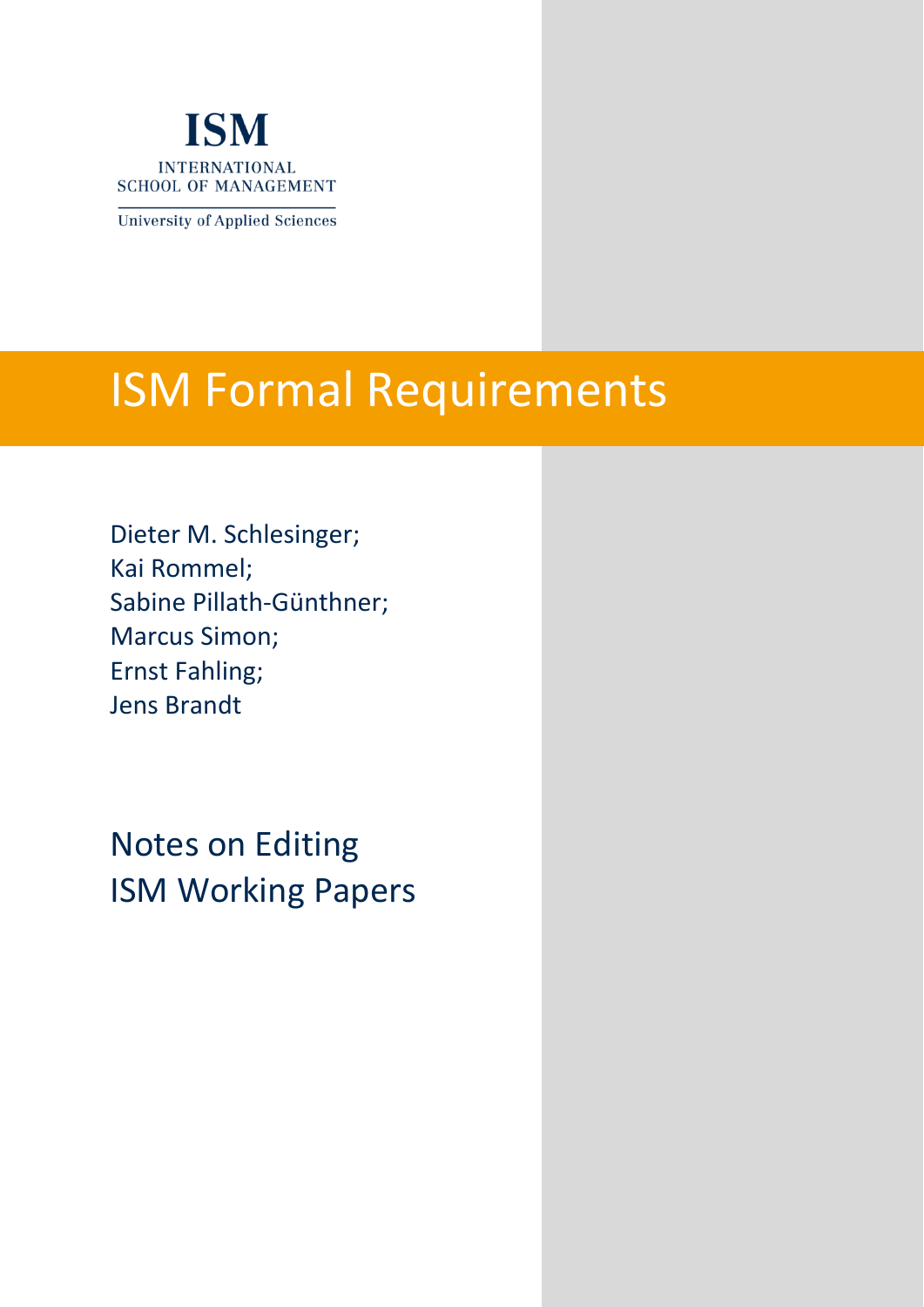ISM

INTERNATIONAL SCHOOL OF MANAGEMENT

University of Applied Sciences

# ISM Formal Requirements

Dieter M. Schlesinger;
Kai Rommel;
Sabine Pillath-Günthner;
Marcus Simon;
Ernst Fahling;
Jens Brandt

## Notes on Editing ISM Working Papers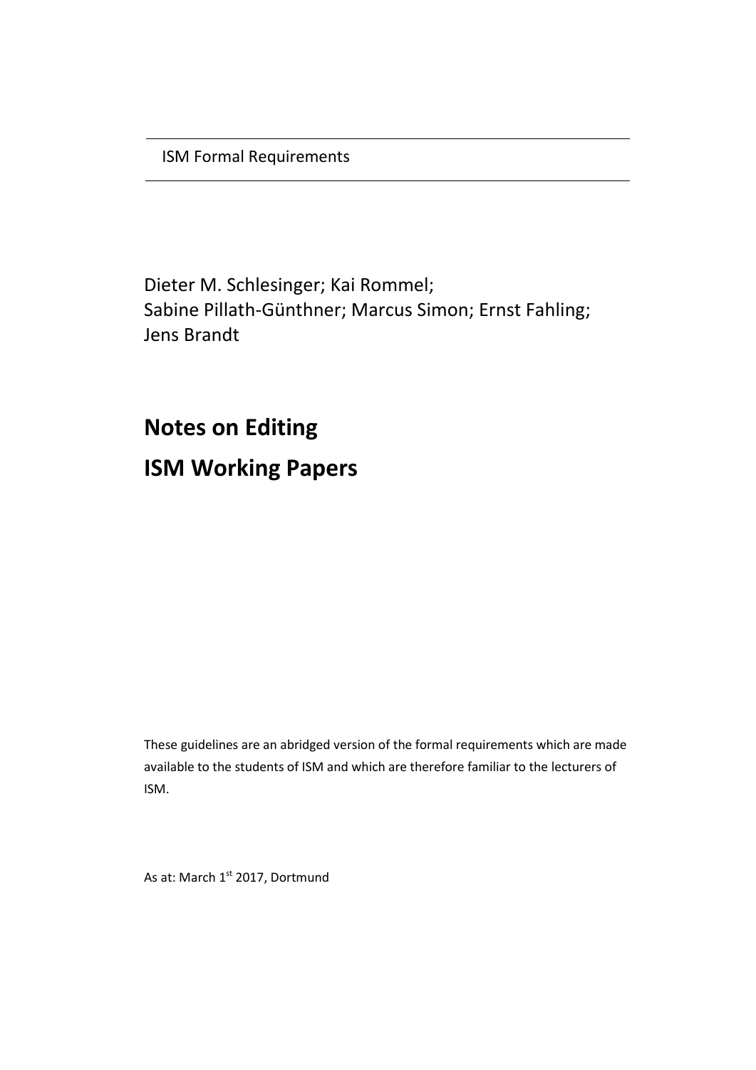ISM Formal Requirements

Dieter M. Schlesinger; Kai Rommel;
Sabine Pillath-Günthner; Marcus Simon; Ernst Fahling;
Jens Brandt

# Notes on Editing

# ISM Working Papers

These guidelines are an abridged version of the formal requirements which are made available to the students of ISM and which are therefore familiar to the lecturers of ISM.

As at: March 1st 2017, Dortmund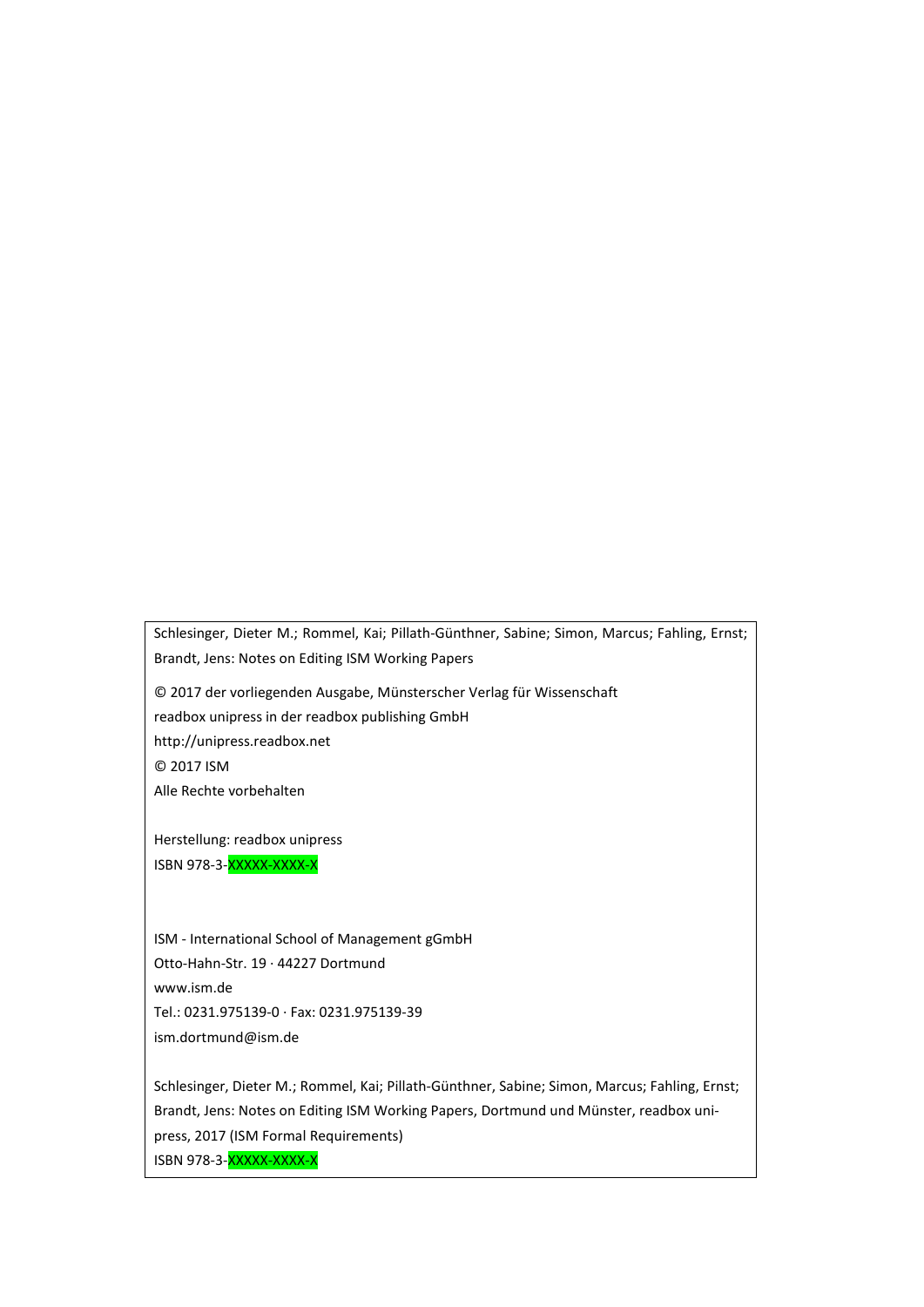Schlesinger, Dieter M.; Rommel, Kai; Pillath-Günthner, Sabine; Simon, Marcus; Fahling, Ernst; Brandt, Jens: Notes on Editing ISM Working Papers

© 2017 der vorliegenden Ausgabe, Münsterscher Verlag für Wissenschaft
readbox unipress in der readbox publishing GmbH
http://unipress.readbox.net
© 2017 ISM
Alle Rechte vorbehalten

Herstellung: readbox unipress
ISBN 978-3-XXXXX-XXXX-X

ISM - International School of Management gGmbH
Otto-Hahn-Str. 19 · 44227 Dortmund
www.ism.de
Tel.: 0231.975139-0 · Fax: 0231.975139-39
ism.dortmund@ism.de

Schlesinger, Dieter M.; Rommel, Kai; Pillath-Günthner, Sabine; Simon, Marcus; Fahling, Ernst; Brandt, Jens: Notes on Editing ISM Working Papers, Dortmund und Münster, readbox unipress, 2017 (ISM Formal Requirements)
ISBN 978-3-XXXXX-XXXX-X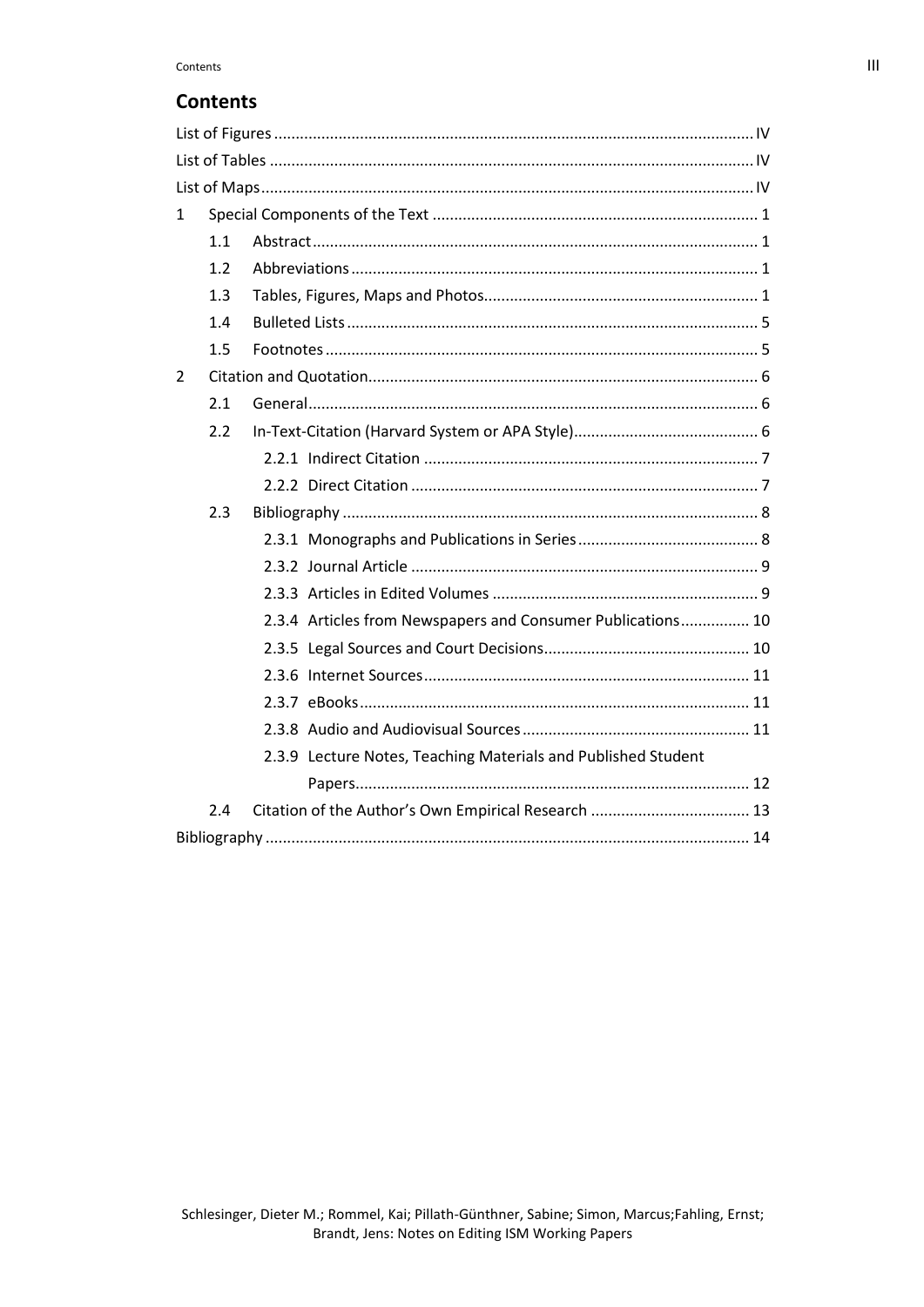## Contents

List of Figures .......... IV
List of Tables .......... IV
List of Maps .......... IV
1 Special Components of the Text .......... 1
  1.1 Abstract .......... 1
  1.2 Abbreviations .......... 1
  1.3 Tables, Figures, Maps and Photos .......... 1
  1.4 Bulleted Lists .......... 5
  1.5 Footnotes .......... 5
2 Citation and Quotation .......... 6
  2.1 General .......... 6
  2.2 In-Text-Citation (Harvard System or APA Style) .......... 6
    2.2.1 Indirect Citation .......... 7
    2.2.2 Direct Citation .......... 7
  2.3 Bibliography .......... 8
    2.3.1 Monographs and Publications in Series .......... 8
    2.3.2 Journal Article .......... 9
    2.3.3 Articles in Edited Volumes .......... 9
    2.3.4 Articles from Newspapers and Consumer Publications .......... 10
    2.3.5 Legal Sources and Court Decisions .......... 10
    2.3.6 Internet Sources .......... 11
    2.3.7 eBooks .......... 11
    2.3.8 Audio and Audiovisual Sources .......... 11
    2.3.9 Lecture Notes, Teaching Materials and Published Student Papers .......... 12
  2.4 Citation of the Author's Own Empirical Research .......... 13
Bibliography .......... 14

Schlesinger, Dieter M.; Rommel, Kai; Pillath-Günthner, Sabine; Simon, Marcus;Fahling, Ernst; Brandt, Jens: Notes on Editing ISM Working Papers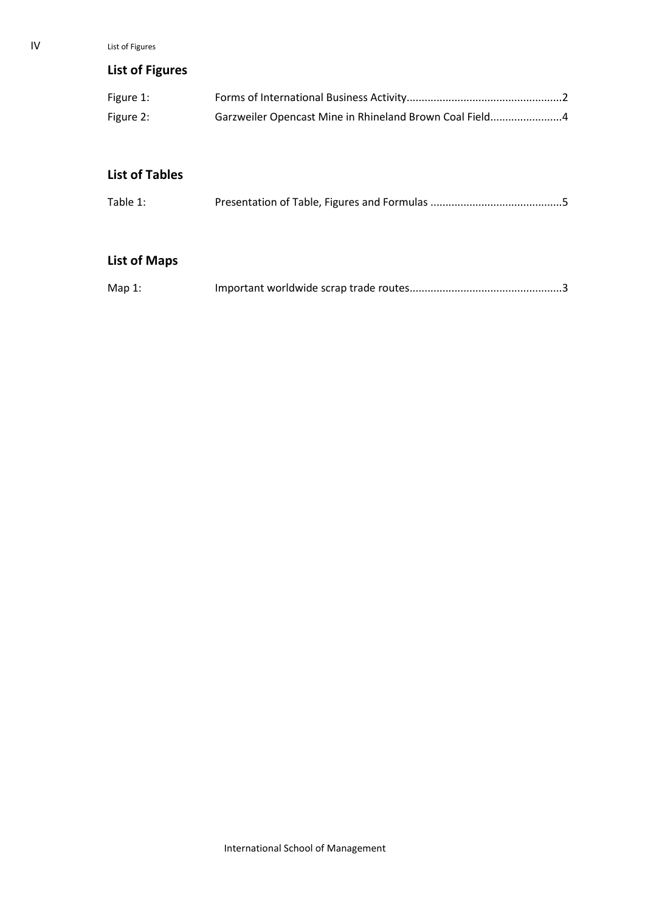## List of Figures

Figure 1: Forms of International Business Activity....................................................2

Figure 2: Garzweiler Opencast Mine in Rhineland Brown Coal Field........................4

## List of Tables

Table 1: Presentation of Table, Figures and Formulas ............................................5

## List of Maps

Map 1: Important worldwide scrap trade routes..................................................3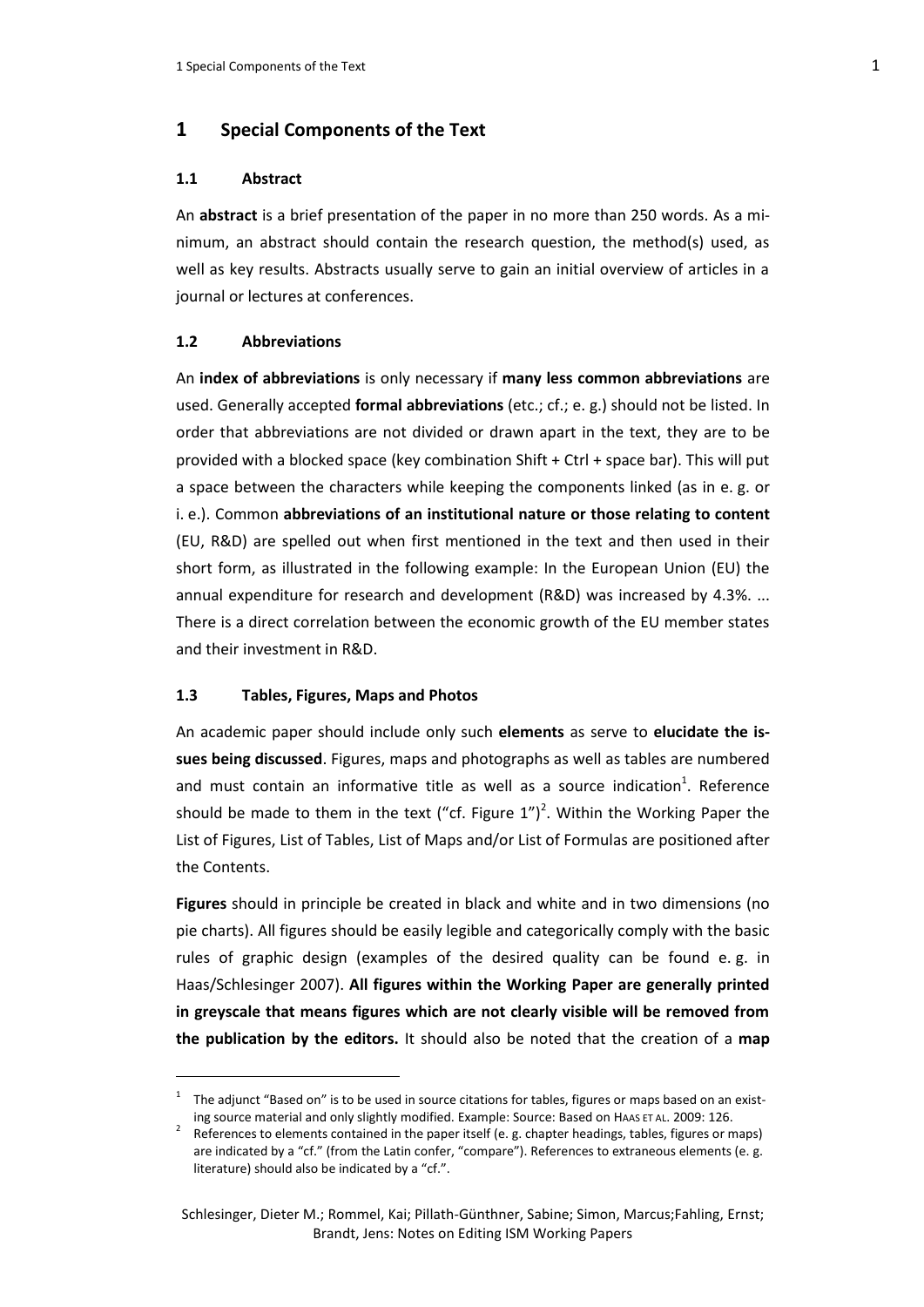# 1 Special Components of the Text

## 1.1 Abstract

An **abstract** is a brief presentation of the paper in no more than 250 words. As a minimum, an abstract should contain the research question, the method(s) used, as well as key results. Abstracts usually serve to gain an initial overview of articles in a journal or lectures at conferences.

## 1.2 Abbreviations

An **index of abbreviations** is only necessary if **many less common abbreviations** are used. Generally accepted **formal abbreviations** (etc.; cf.; e. g.) should not be listed. In order that abbreviations are not divided or drawn apart in the text, they are to be provided with a blocked space (key combination Shift + Ctrl + space bar). This will put a space between the characters while keeping the components linked (as in e. g. or i. e.). Common **abbreviations of an institutional nature or those relating to content** (EU, R&D) are spelled out when first mentioned in the text and then used in their short form, as illustrated in the following example: In the European Union (EU) the annual expenditure for research and development (R&D) was increased by 4.3%. ... There is a direct correlation between the economic growth of the EU member states and their investment in R&D.

## 1.3 Tables, Figures, Maps and Photos

An academic paper should include only such **elements** as serve to **elucidate the issues being discussed**. Figures, maps and photographs as well as tables are numbered and must contain an informative title as well as a source indication[1]. Reference should be made to them in the text ("cf. Figure 1")[2]. Within the Working Paper the List of Figures, List of Tables, List of Maps and/or List of Formulas are positioned after the Contents.

**Figures** should in principle be created in black and white and in two dimensions (no pie charts). All figures should be easily legible and categorically comply with the basic rules of graphic design (examples of the desired quality can be found e. g. in Haas/Schlesinger 2007). **All figures within the Working Paper are generally printed in greyscale that means figures which are not clearly visible will be removed from the publication by the editors.** It should also be noted that the creation of a **map**

---

[1] The adjunct "Based on" is to be used in source citations for tables, figures or maps based on an existing source material and only slightly modified. Example: Source: Based on HAAS ET AL. 2009: 126.

[2] References to elements contained in the paper itself (e. g. chapter headings, tables, figures or maps) are indicated by a "cf." (from the Latin confer, "compare"). References to extraneous elements (e. g. literature) should also be indicated by a "cf.".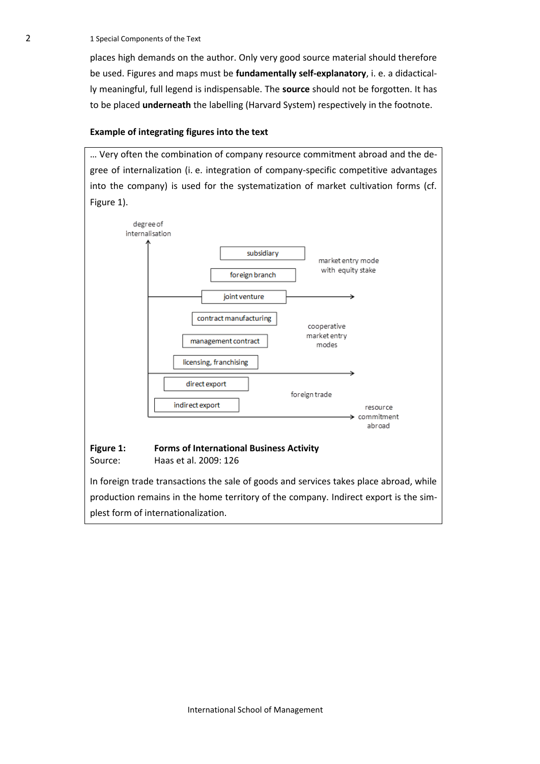places high demands on the author. Only very good source material should therefore be used. Figures and maps must be **fundamentally self-explanatory**, i. e. a didactically meaningful, full legend is indispensable. The **source** should not be forgotten. It has to be placed **underneath** the labelling (Harvard System) respectively in the footnote.

**Example of integrating figures into the text**

… Very often the combination of company resource commitment abroad and the degree of internalization (i. e. integration of company-specific competitive advantages into the company) is used for the systematization of market cultivation forms (cf. Figure 1).

degree of internalisation

subsidiary

foreign branch

joint venture

market entry mode with equity stake

contract manufacturing

management contract

licensing, franchising

cooperative market entry modes

direct export

indirect export

foreign trade

resource commitment abroad

**Figure 1:** **Forms of International Business Activity**
Source: Haas et al. 2009: 126

In foreign trade transactions the sale of goods and services takes place abroad, while production remains in the home territory of the company. Indirect export is the simplest form of internationalization.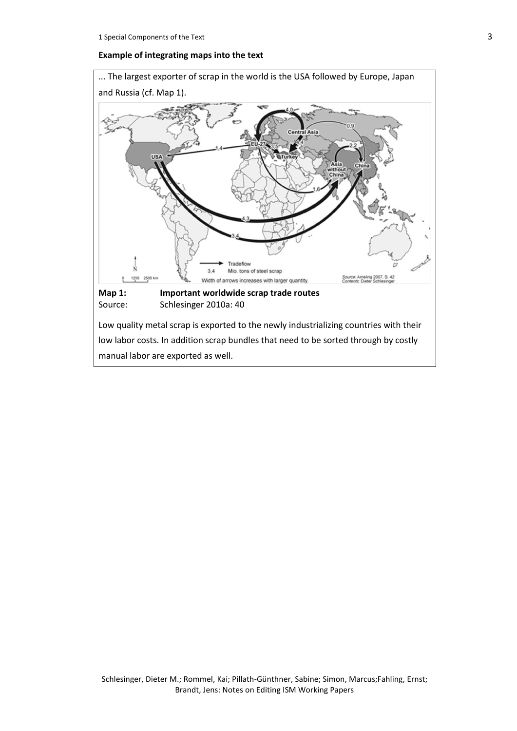**Example of integrating maps into the text**

... The largest exporter of scrap in the world is the USA followed by Europe, Japan and Russia (cf. Map 1).

**Map 1:** **Important worldwide scrap trade routes**
Source: Schlesinger 2010a: 40

Low quality metal scrap is exported to the newly industrializing countries with their low labor costs. In addition scrap bundles that need to be sorted through by costly manual labor are exported as well.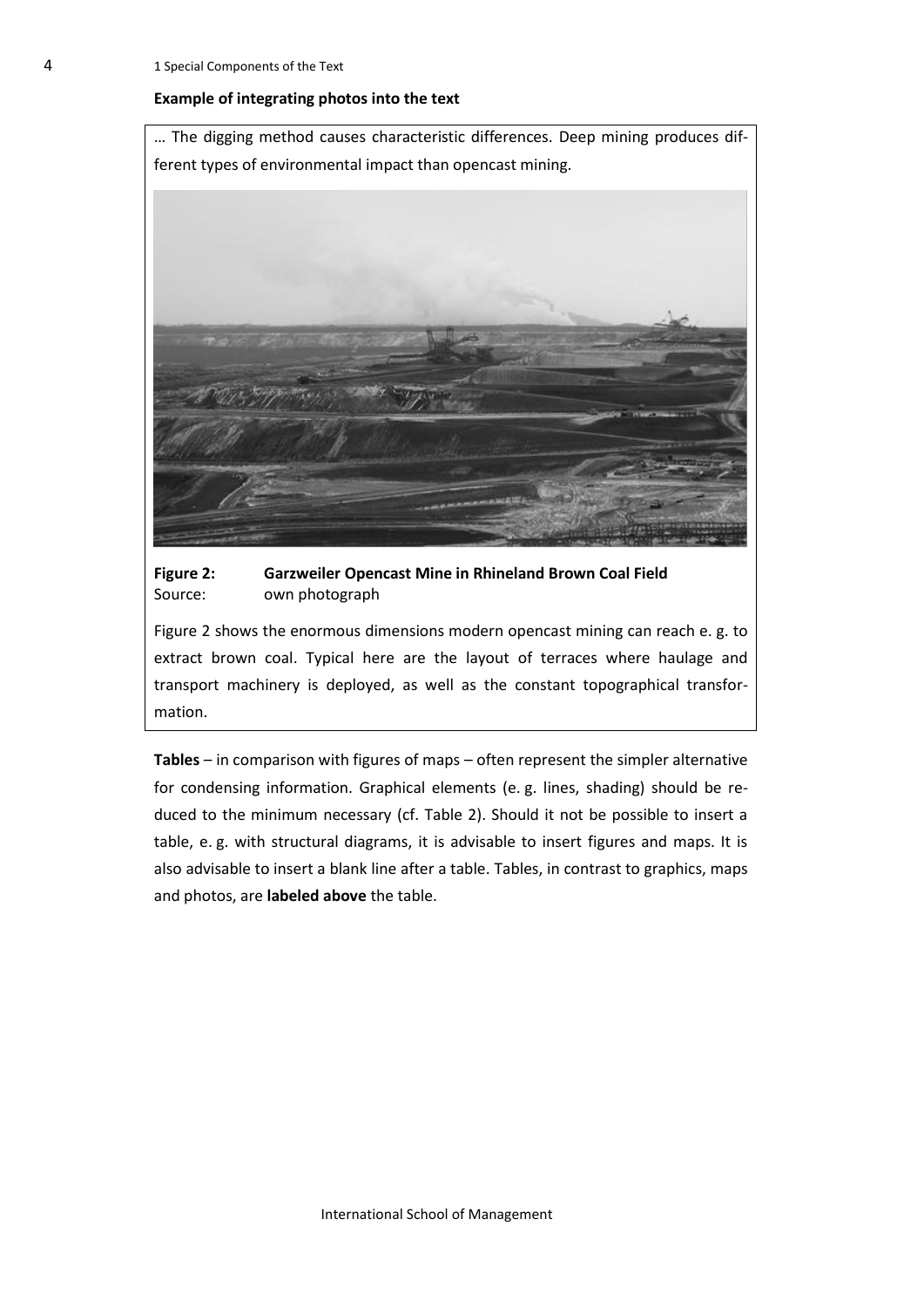**Example of integrating photos into the text**

… The digging method causes characteristic differences. Deep mining produces different types of environmental impact than opencast mining.

**Figure 2: Garzweiler Opencast Mine in Rhineland Brown Coal Field**
Source: own photograph

Figure 2 shows the enormous dimensions modern opencast mining can reach e. g. to extract brown coal. Typical here are the layout of terraces where haulage and transport machinery is deployed, as well as the constant topographical transformation.

**Tables** – in comparison with figures of maps – often represent the simpler alternative for condensing information. Graphical elements (e. g. lines, shading) should be reduced to the minimum necessary (cf. Table 2). Should it not be possible to insert a table, e. g. with structural diagrams, it is advisable to insert figures and maps. It is also advisable to insert a blank line after a table. Tables, in contrast to graphics, maps and photos, are **labeled above** the table.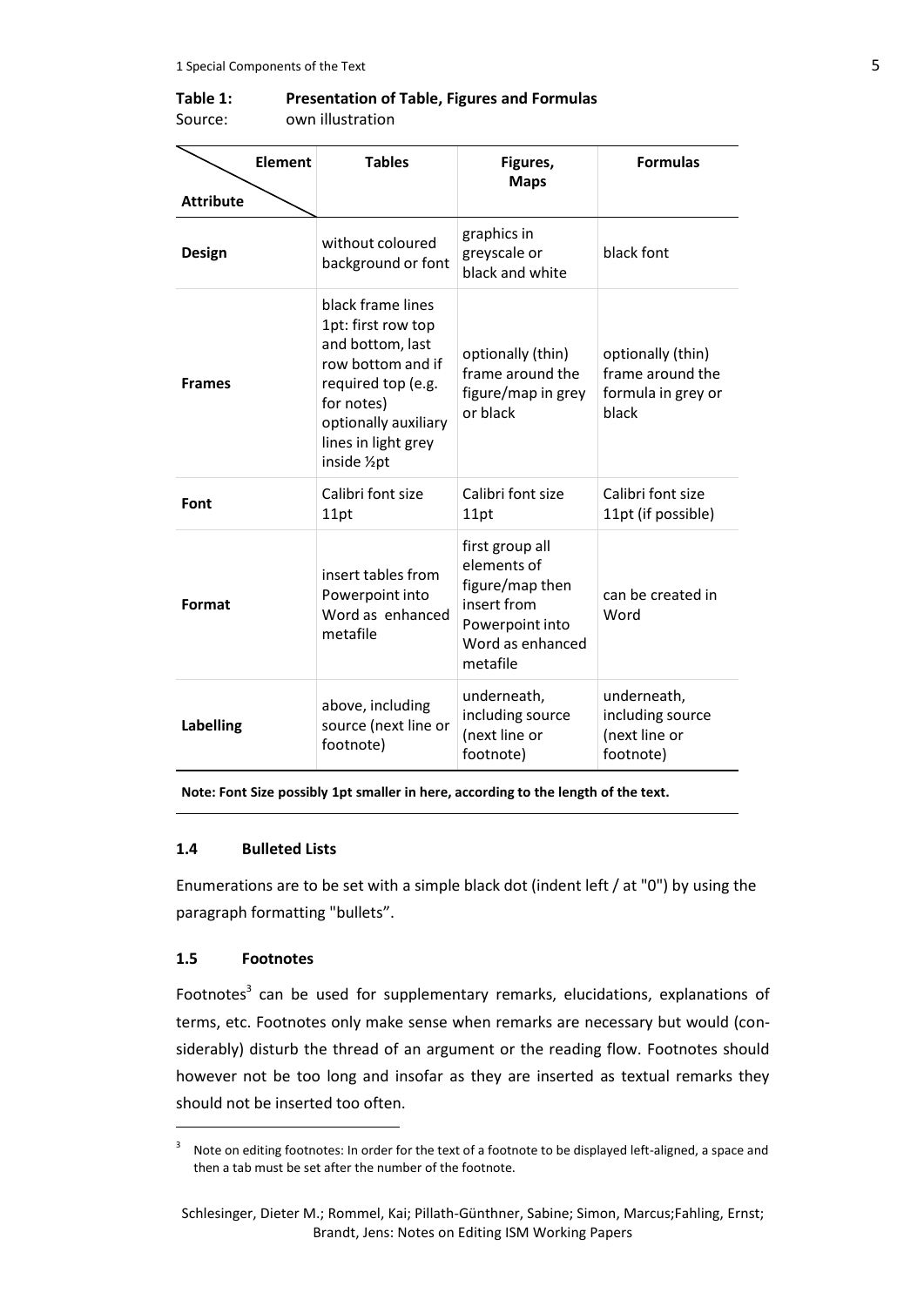**Table 1: Presentation of Table, Figures and Formulas**
Source: own illustration

| Element / Attribute | Tables | Figures, Maps | Formulas |
|---|---|---|---|
| **Design** | without coloured background or font | graphics in greyscale or black and white | black font |
| **Frames** | black frame lines 1pt: first row top and bottom, last row bottom and if required top (e.g. for notes) optionally auxiliary lines in light grey inside ½pt | optionally (thin) frame around the figure/map in grey or black | optionally (thin) frame around the formula in grey or black |
| **Font** | Calibri font size 11pt | Calibri font size 11pt | Calibri font size 11pt (if possible) |
| **Format** | insert tables from Powerpoint into Word as enhanced metafile | first group all elements of figure/map then insert from Powerpoint into Word as enhanced metafile | can be created in Word |
| **Labelling** | above, including source (next line or footnote) | underneath, including source (next line or footnote) | underneath, including source (next line or footnote) |

**Note: Font Size possibly 1pt smaller in here, according to the length of the text.**

### 1.4 Bulleted Lists

Enumerations are to be set with a simple black dot (indent left / at "0") by using the paragraph formatting "bullets".

### 1.5 Footnotes

Footnotes[3] can be used for supplementary remarks, elucidations, explanations of terms, etc. Footnotes only make sense when remarks are necessary but would (considerably) disturb the thread of an argument or the reading flow. Footnotes should however not be too long and insofar as they are inserted as textual remarks they should not be inserted too often.

[3] Note on editing footnotes: In order for the text of a footnote to be displayed left-aligned, a space and then a tab must be set after the number of the footnote.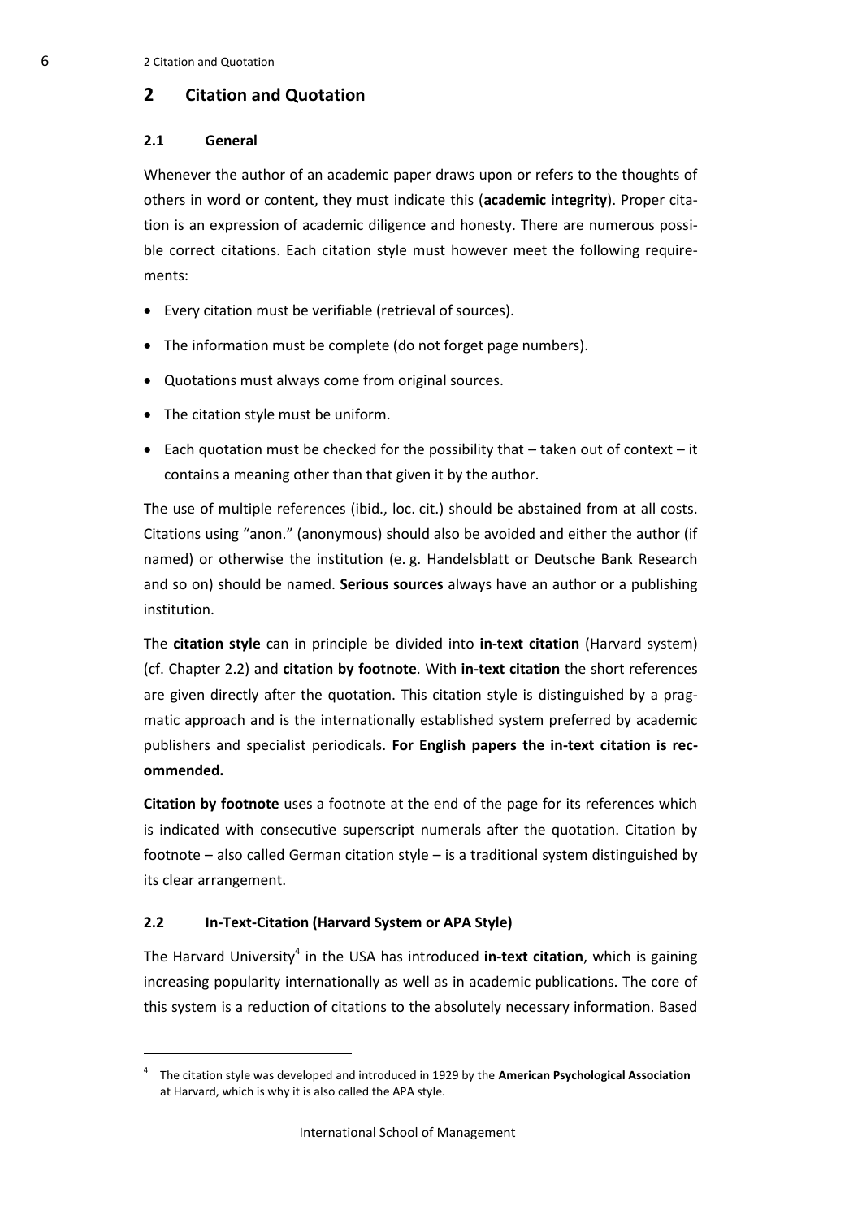## 2 Citation and Quotation

### 2.1 General

Whenever the author of an academic paper draws upon or refers to the thoughts of others in word or content, they must indicate this (**academic integrity**). Proper citation is an expression of academic diligence and honesty. There are numerous possible correct citations. Each citation style must however meet the following requirements:

- Every citation must be verifiable (retrieval of sources).
- The information must be complete (do not forget page numbers).
- Quotations must always come from original sources.
- The citation style must be uniform.
- Each quotation must be checked for the possibility that – taken out of context – it contains a meaning other than that given it by the author.

The use of multiple references (ibid., loc. cit.) should be abstained from at all costs. Citations using "anon." (anonymous) should also be avoided and either the author (if named) or otherwise the institution (e. g. Handelsblatt or Deutsche Bank Research and so on) should be named. **Serious sources** always have an author or a publishing institution.

The **citation style** can in principle be divided into **in-text citation** (Harvard system) (cf. Chapter 2.2) and **citation by footnote**. With **in-text citation** the short references are given directly after the quotation. This citation style is distinguished by a pragmatic approach and is the internationally established system preferred by academic publishers and specialist periodicals. **For English papers the in-text citation is recommended.**

**Citation by footnote** uses a footnote at the end of the page for its references which is indicated with consecutive superscript numerals after the quotation. Citation by footnote – also called German citation style – is a traditional system distinguished by its clear arrangement.

### 2.2 In-Text-Citation (Harvard System or APA Style)

The Harvard University[4] in the USA has introduced **in-text citation**, which is gaining increasing popularity internationally as well as in academic publications. The core of this system is a reduction of citations to the absolutely necessary information. Based

---

[4] The citation style was developed and introduced in 1929 by the **American Psychological Association** at Harvard, which is why it is also called the APA style.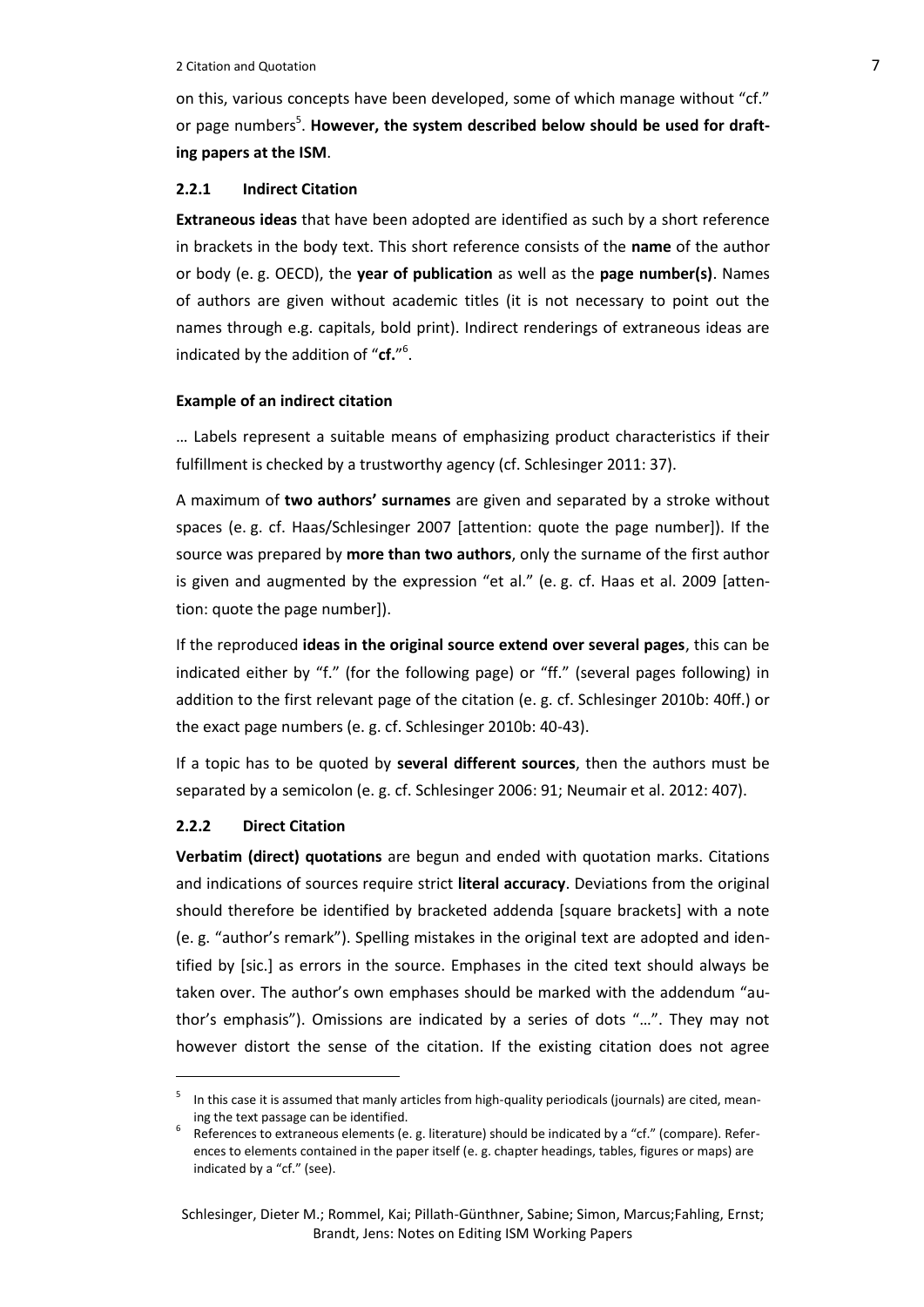on this, various concepts have been developed, some of which manage without "cf." or page numbers[5]. **However, the system described below should be used for drafting papers at the ISM**.

### 2.2.1 Indirect Citation

**Extraneous ideas** that have been adopted are identified as such by a short reference in brackets in the body text. This short reference consists of the **name** of the author or body (e. g. OECD), the **year of publication** as well as the **page number(s)**. Names of authors are given without academic titles (it is not necessary to point out the names through e.g. capitals, bold print). Indirect renderings of extraneous ideas are indicated by the addition of "**cf.**"[6].

**Example of an indirect citation**

… Labels represent a suitable means of emphasizing product characteristics if their fulfillment is checked by a trustworthy agency (cf. Schlesinger 2011: 37).

A maximum of **two authors' surnames** are given and separated by a stroke without spaces (e. g. cf. Haas/Schlesinger 2007 [attention: quote the page number]). If the source was prepared by **more than two authors**, only the surname of the first author is given and augmented by the expression "et al." (e. g. cf. Haas et al. 2009 [attention: quote the page number]).

If the reproduced **ideas in the original source extend over several pages**, this can be indicated either by "f." (for the following page) or "ff." (several pages following) in addition to the first relevant page of the citation (e. g. cf. Schlesinger 2010b: 40ff.) or the exact page numbers (e. g. cf. Schlesinger 2010b: 40-43).

If a topic has to be quoted by **several different sources**, then the authors must be separated by a semicolon (e. g. cf. Schlesinger 2006: 91; Neumair et al. 2012: 407).

### 2.2.2 Direct Citation

**Verbatim (direct) quotations** are begun and ended with quotation marks. Citations and indications of sources require strict **literal accuracy**. Deviations from the original should therefore be identified by bracketed addenda [square brackets] with a note (e. g. "author's remark"). Spelling mistakes in the original text are adopted and identified by [sic.] as errors in the source. Emphases in the cited text should always be taken over. The author's own emphases should be marked with the addendum "author's emphasis"). Omissions are indicated by a series of dots "…". They may not however distort the sense of the citation. If the existing citation does not agree

---

[5] In this case it is assumed that manly articles from high-quality periodicals (journals) are cited, meaning the text passage can be identified.

[6] References to extraneous elements (e. g. literature) should be indicated by a "cf." (compare). References to elements contained in the paper itself (e. g. chapter headings, tables, figures or maps) are indicated by a "cf." (see).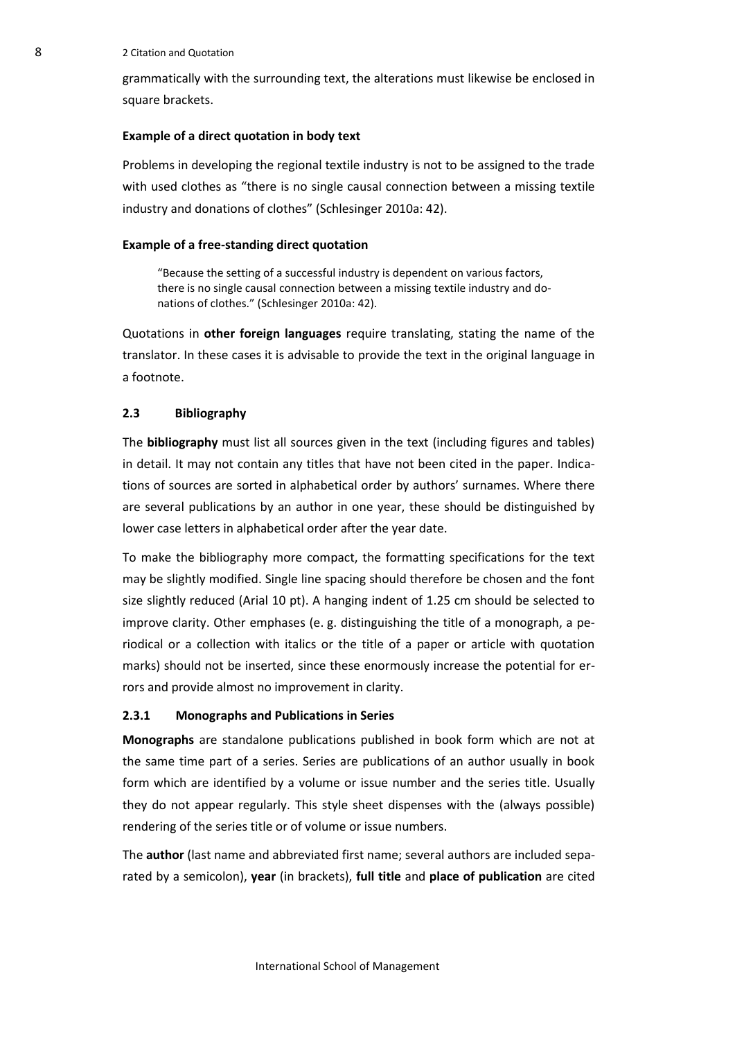grammatically with the surrounding text, the alterations must likewise be enclosed in square brackets.

**Example of a direct quotation in body text**

Problems in developing the regional textile industry is not to be assigned to the trade with used clothes as "there is no single causal connection between a missing textile industry and donations of clothes" (Schlesinger 2010a: 42).

**Example of a free-standing direct quotation**

> "Because the setting of a successful industry is dependent on various factors, there is no single causal connection between a missing textile industry and donations of clothes." (Schlesinger 2010a: 42).

Quotations in **other foreign languages** require translating, stating the name of the translator. In these cases it is advisable to provide the text in the original language in a footnote.

### 2.3 Bibliography

The **bibliography** must list all sources given in the text (including figures and tables) in detail. It may not contain any titles that have not been cited in the paper. Indications of sources are sorted in alphabetical order by authors' surnames. Where there are several publications by an author in one year, these should be distinguished by lower case letters in alphabetical order after the year date.

To make the bibliography more compact, the formatting specifications for the text may be slightly modified. Single line spacing should therefore be chosen and the font size slightly reduced (Arial 10 pt). A hanging indent of 1.25 cm should be selected to improve clarity. Other emphases (e. g. distinguishing the title of a monograph, a periodical or a collection with italics or the title of a paper or article with quotation marks) should not be inserted, since these enormously increase the potential for errors and provide almost no improvement in clarity.

#### 2.3.1 Monographs and Publications in Series

**Monographs** are standalone publications published in book form which are not at the same time part of a series. Series are publications of an author usually in book form which are identified by a volume or issue number and the series title. Usually they do not appear regularly. This style sheet dispenses with the (always possible) rendering of the series title or of volume or issue numbers.

The **author** (last name and abbreviated first name; several authors are included separated by a semicolon), **year** (in brackets), **full title** and **place of publication** are cited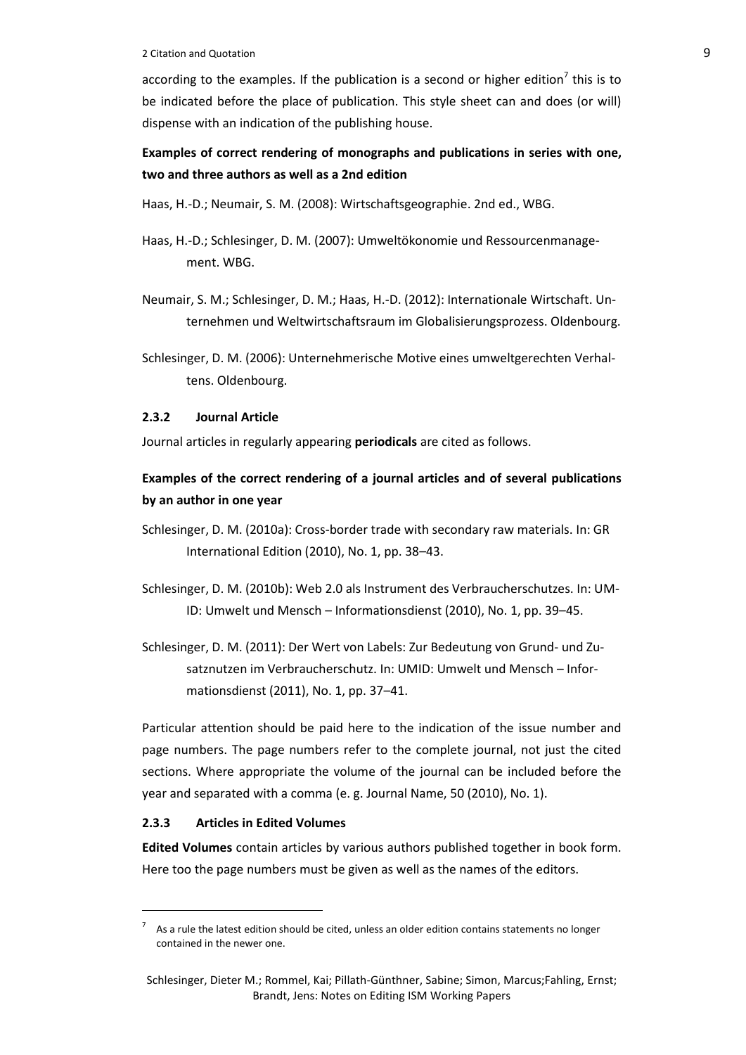according to the examples. If the publication is a second or higher edition[7] this is to be indicated before the place of publication. This style sheet can and does (or will) dispense with an indication of the publishing house.

**Examples of correct rendering of monographs and publications in series with one, two and three authors as well as a 2nd edition**

Haas, H.-D.; Neumair, S. M. (2008): Wirtschaftsgeographie. 2nd ed., WBG.

Haas, H.-D.; Schlesinger, D. M. (2007): Umweltökonomie und Ressourcenmanagement. WBG.

Neumair, S. M.; Schlesinger, D. M.; Haas, H.-D. (2012): Internationale Wirtschaft. Unternehmen und Weltwirtschaftsraum im Globalisierungsprozess. Oldenbourg.

Schlesinger, D. M. (2006): Unternehmerische Motive eines umweltgerechten Verhaltens. Oldenbourg.

### 2.3.2 Journal Article

Journal articles in regularly appearing **periodicals** are cited as follows.

**Examples of the correct rendering of a journal articles and of several publications by an author in one year**

Schlesinger, D. M. (2010a): Cross-border trade with secondary raw materials. In: GR International Edition (2010), No. 1, pp. 38–43.

Schlesinger, D. M. (2010b): Web 2.0 als Instrument des Verbraucherschutzes. In: UMID: Umwelt und Mensch – Informationsdienst (2010), No. 1, pp. 39–45.

Schlesinger, D. M. (2011): Der Wert von Labels: Zur Bedeutung von Grund- und Zusatznutzen im Verbraucherschutz. In: UMID: Umwelt und Mensch – Informationsdienst (2011), No. 1, pp. 37–41.

Particular attention should be paid here to the indication of the issue number and page numbers. The page numbers refer to the complete journal, not just the cited sections. Where appropriate the volume of the journal can be included before the year and separated with a comma (e. g. Journal Name, 50 (2010), No. 1).

### 2.3.3 Articles in Edited Volumes

**Edited Volumes** contain articles by various authors published together in book form. Here too the page numbers must be given as well as the names of the editors.

[7] As a rule the latest edition should be cited, unless an older edition contains statements no longer contained in the newer one.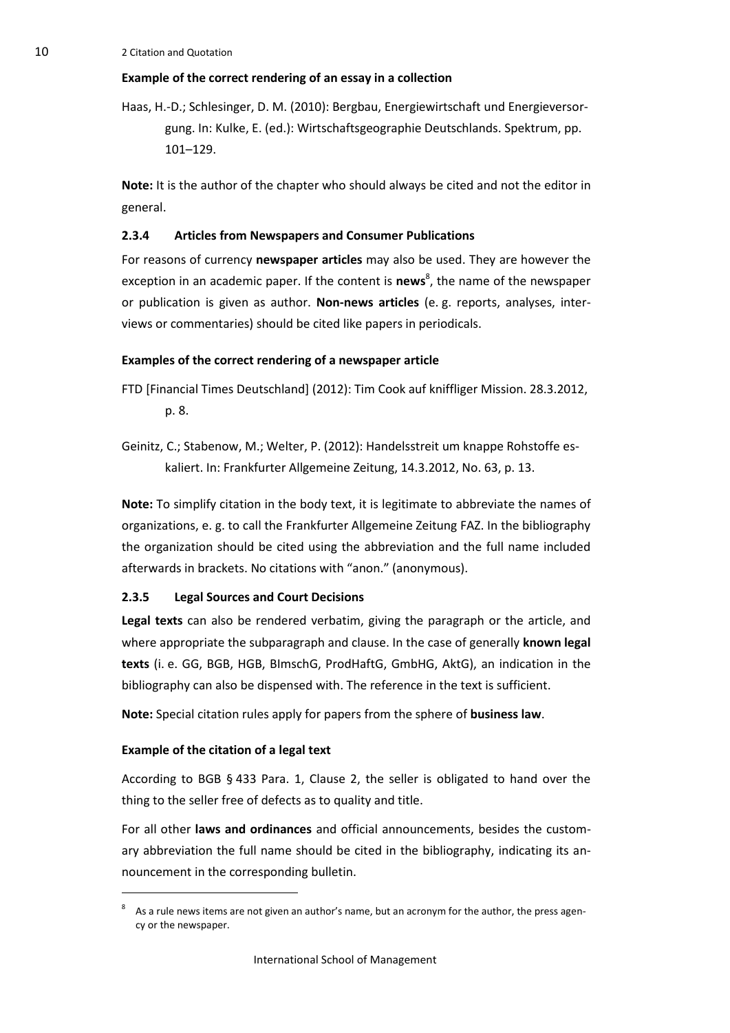**Example of the correct rendering of an essay in a collection**

Haas, H.-D.; Schlesinger, D. M. (2010): Bergbau, Energiewirtschaft und Energieversorgung. In: Kulke, E. (ed.): Wirtschaftsgeographie Deutschlands. Spektrum, pp. 101–129.

**Note:** It is the author of the chapter who should always be cited and not the editor in general.

### 2.3.4 Articles from Newspapers and Consumer Publications

For reasons of currency **newspaper articles** may also be used. They are however the exception in an academic paper. If the content is **news**[8], the name of the newspaper or publication is given as author. **Non-news articles** (e. g. reports, analyses, interviews or commentaries) should be cited like papers in periodicals.

**Examples of the correct rendering of a newspaper article**

FTD [Financial Times Deutschland] (2012): Tim Cook auf kniffliger Mission. 28.3.2012, p. 8.

Geinitz, C.; Stabenow, M.; Welter, P. (2012): Handelsstreit um knappe Rohstoffe eskaliert. In: Frankfurter Allgemeine Zeitung, 14.3.2012, No. 63, p. 13.

**Note:** To simplify citation in the body text, it is legitimate to abbreviate the names of organizations, e. g. to call the Frankfurter Allgemeine Zeitung FAZ. In the bibliography the organization should be cited using the abbreviation and the full name included afterwards in brackets. No citations with "anon." (anonymous).

### 2.3.5 Legal Sources and Court Decisions

**Legal texts** can also be rendered verbatim, giving the paragraph or the article, and where appropriate the subparagraph and clause. In the case of generally **known legal texts** (i. e. GG, BGB, HGB, BImschG, ProdHaftG, GmbHG, AktG), an indication in the bibliography can also be dispensed with. The reference in the text is sufficient.

**Note:** Special citation rules apply for papers from the sphere of **business law**.

**Example of the citation of a legal text**

According to BGB § 433 Para. 1, Clause 2, the seller is obligated to hand over the thing to the seller free of defects as to quality and title.

For all other **laws and ordinances** and official announcements, besides the customary abbreviation the full name should be cited in the bibliography, indicating its announcement in the corresponding bulletin.

---

[8] As a rule news items are not given an author's name, but an acronym for the author, the press agency or the newspaper.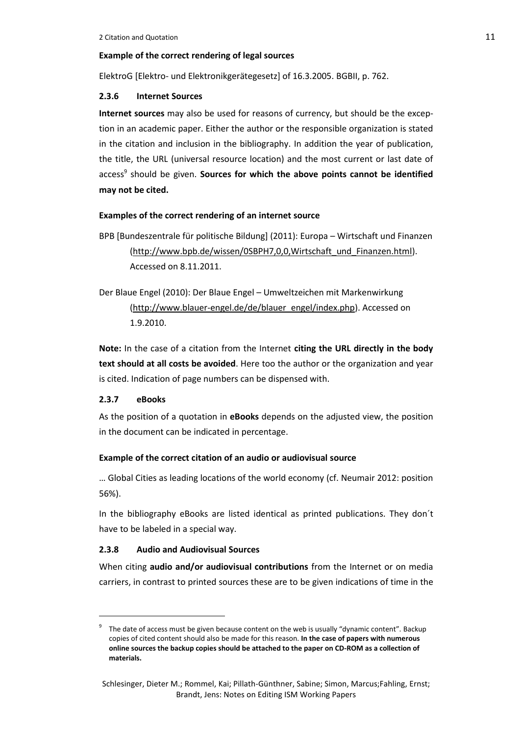**Example of the correct rendering of legal sources**

ElektroG [Elektro- und Elektronikgerätegesetz] of 16.3.2005. BGBII, p. 762.

### 2.3.6 Internet Sources

**Internet sources** may also be used for reasons of currency, but should be the exception in an academic paper. Either the author or the responsible organization is stated in the citation and inclusion in the bibliography. In addition the year of publication, the title, the URL (universal resource location) and the most current or last date of access[9] should be given. **Sources for which the above points cannot be identified may not be cited.**

**Examples of the correct rendering of an internet source**

BPB [Bundeszentrale für politische Bildung] (2011): Europa – Wirtschaft und Finanzen (http://www.bpb.de/wissen/0SBPH7,0,0,Wirtschaft_und_Finanzen.html). Accessed on 8.11.2011.

Der Blaue Engel (2010): Der Blaue Engel – Umweltzeichen mit Markenwirkung (http://www.blauer-engel.de/de/blauer_engel/index.php). Accessed on 1.9.2010.

**Note:** In the case of a citation from the Internet **citing the URL directly in the body text should at all costs be avoided**. Here too the author or the organization and year is cited. Indication of page numbers can be dispensed with.

### 2.3.7 eBooks

As the position of a quotation in **eBooks** depends on the adjusted view, the position in the document can be indicated in percentage.

**Example of the correct citation of an audio or audiovisual source**

… Global Cities as leading locations of the world economy (cf. Neumair 2012: position 56%).

In the bibliography eBooks are listed identical as printed publications. They don´t have to be labeled in a special way.

### 2.3.8 Audio and Audiovisual Sources

When citing **audio and/or audiovisual contributions** from the Internet or on media carriers, in contrast to printed sources these are to be given indications of time in the

---

[9] The date of access must be given because content on the web is usually "dynamic content". Backup copies of cited content should also be made for this reason. **In the case of papers with numerous online sources the backup copies should be attached to the paper on CD-ROM as a collection of materials.**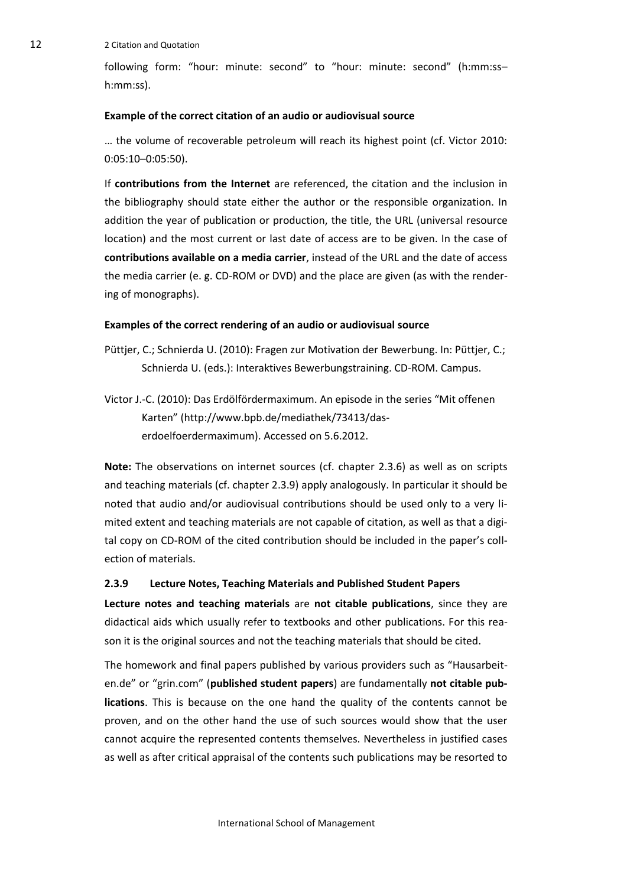following form: "hour: minute: second" to "hour: minute: second" (h:mm:ss–h:mm:ss).

**Example of the correct citation of an audio or audiovisual source**

… the volume of recoverable petroleum will reach its highest point (cf. Victor 2010: 0:05:10–0:05:50).

If **contributions from the Internet** are referenced, the citation and the inclusion in the bibliography should state either the author or the responsible organization. In addition the year of publication or production, the title, the URL (universal resource location) and the most current or last date of access are to be given. In the case of **contributions available on a media carrier**, instead of the URL and the date of access the media carrier (e. g. CD-ROM or DVD) and the place are given (as with the rendering of monographs).

**Examples of the correct rendering of an audio or audiovisual source**

Püttjer, C.; Schnierda U. (2010): Fragen zur Motivation der Bewerbung. In: Püttjer, C.; Schnierda U. (eds.): Interaktives Bewerbungstraining. CD-ROM. Campus.

Victor J.-C. (2010): Das Erdölfördermaximum. An episode in the series "Mit offenen Karten" (http://www.bpb.de/mediathek/73413/das-erdoelfoerdermaximum). Accessed on 5.6.2012.

**Note:** The observations on internet sources (cf. chapter 2.3.6) as well as on scripts and teaching materials (cf. chapter 2.3.9) apply analogously. In particular it should be noted that audio and/or audiovisual contributions should be used only to a very limited extent and teaching materials are not capable of citation, as well as that a digital copy on CD-ROM of the cited contribution should be included in the paper's collection of materials.

### 2.3.9 Lecture Notes, Teaching Materials and Published Student Papers

**Lecture notes and teaching materials** are **not citable publications**, since they are didactical aids which usually refer to textbooks and other publications. For this reason it is the original sources and not the teaching materials that should be cited.

The homework and final papers published by various providers such as "Hausarbeiten.de" or "grin.com" (**published student papers**) are fundamentally **not citable publications**. This is because on the one hand the quality of the contents cannot be proven, and on the other hand the use of such sources would show that the user cannot acquire the represented contents themselves. Nevertheless in justified cases as well as after critical appraisal of the contents such publications may be resorted to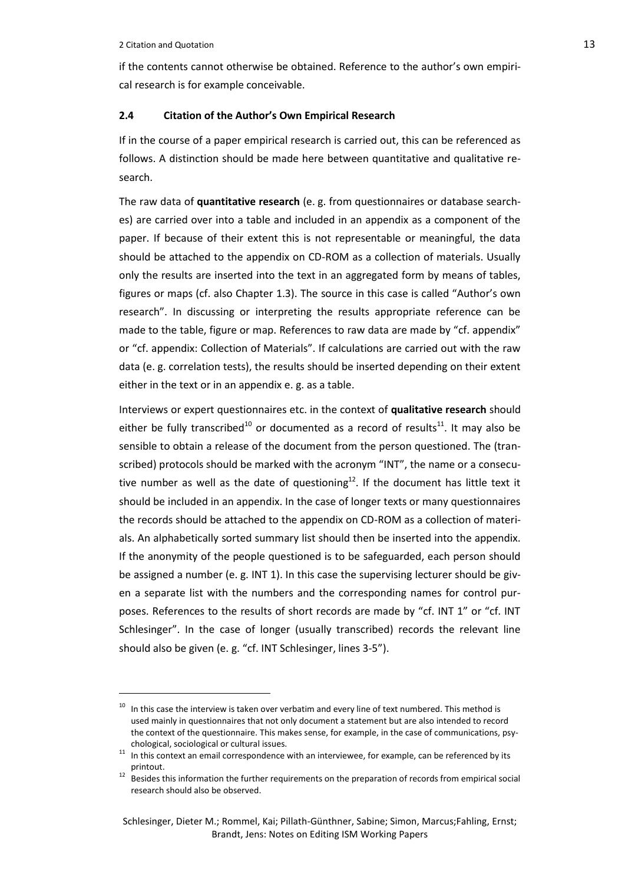if the contents cannot otherwise be obtained. Reference to the author's own empirical research is for example conceivable.

### 2.4 Citation of the Author's Own Empirical Research

If in the course of a paper empirical research is carried out, this can be referenced as follows. A distinction should be made here between quantitative and qualitative research.

The raw data of **quantitative research** (e. g. from questionnaires or database searches) are carried over into a table and included in an appendix as a component of the paper. If because of their extent this is not representable or meaningful, the data should be attached to the appendix on CD-ROM as a collection of materials. Usually only the results are inserted into the text in an aggregated form by means of tables, figures or maps (cf. also Chapter 1.3). The source in this case is called "Author's own research". In discussing or interpreting the results appropriate reference can be made to the table, figure or map. References to raw data are made by "cf. appendix" or "cf. appendix: Collection of Materials". If calculations are carried out with the raw data (e. g. correlation tests), the results should be inserted depending on their extent either in the text or in an appendix e. g. as a table.

Interviews or expert questionnaires etc. in the context of **qualitative research** should either be fully transcribed[10] or documented as a record of results[11]. It may also be sensible to obtain a release of the document from the person questioned. The (transcribed) protocols should be marked with the acronym "INT", the name or a consecutive number as well as the date of questioning[12]. If the document has little text it should be included in an appendix. In the case of longer texts or many questionnaires the records should be attached to the appendix on CD-ROM as a collection of materials. An alphabetically sorted summary list should then be inserted into the appendix. If the anonymity of the people questioned is to be safeguarded, each person should be assigned a number (e. g. INT 1). In this case the supervising lecturer should be given a separate list with the numbers and the corresponding names for control purposes. References to the results of short records are made by "cf. INT 1" or "cf. INT Schlesinger". In the case of longer (usually transcribed) records the relevant line should also be given (e. g. "cf. INT Schlesinger, lines 3-5").

---

[10] In this case the interview is taken over verbatim and every line of text numbered. This method is used mainly in questionnaires that not only document a statement but are also intended to record the context of the questionnaire. This makes sense, for example, in the case of communications, psychological, sociological or cultural issues.

[11] In this context an email correspondence with an interviewee, for example, can be referenced by its printout.

[12] Besides this information the further requirements on the preparation of records from empirical social research should also be observed.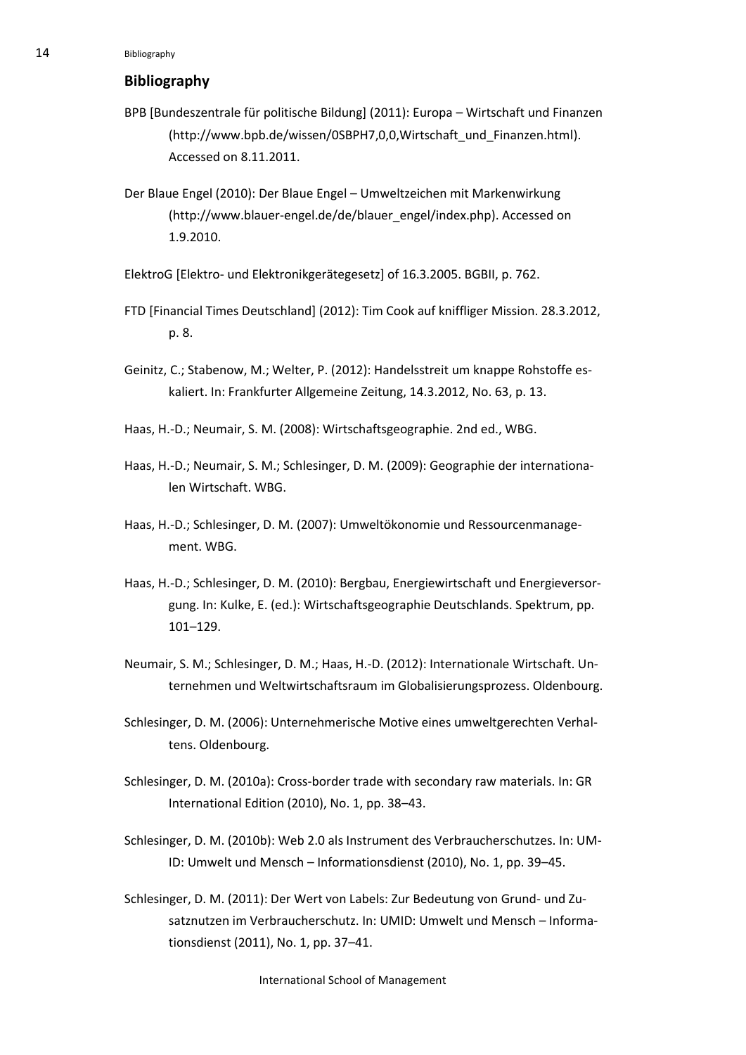## Bibliography

BPB [Bundeszentrale für politische Bildung] (2011): Europa – Wirtschaft und Finanzen (http://www.bpb.de/wissen/0SBPH7,0,0,Wirtschaft_und_Finanzen.html). Accessed on 8.11.2011.

Der Blaue Engel (2010): Der Blaue Engel – Umweltzeichen mit Markenwirkung (http://www.blauer-engel.de/de/blauer_engel/index.php). Accessed on 1.9.2010.

ElektroG [Elektro- und Elektronikgerätegesetz] of 16.3.2005. BGBII, p. 762.

FTD [Financial Times Deutschland] (2012): Tim Cook auf kniffliger Mission. 28.3.2012, p. 8.

Geinitz, C.; Stabenow, M.; Welter, P. (2012): Handelsstreit um knappe Rohstoffe eskaliert. In: Frankfurter Allgemeine Zeitung, 14.3.2012, No. 63, p. 13.

Haas, H.-D.; Neumair, S. M. (2008): Wirtschaftsgeographie. 2nd ed., WBG.

Haas, H.-D.; Neumair, S. M.; Schlesinger, D. M. (2009): Geographie der internationalen Wirtschaft. WBG.

Haas, H.-D.; Schlesinger, D. M. (2007): Umweltökonomie und Ressourcenmanagement. WBG.

Haas, H.-D.; Schlesinger, D. M. (2010): Bergbau, Energiewirtschaft und Energieversorgung. In: Kulke, E. (ed.): Wirtschaftsgeographie Deutschlands. Spektrum, pp. 101–129.

Neumair, S. M.; Schlesinger, D. M.; Haas, H.-D. (2012): Internationale Wirtschaft. Unternehmen und Weltwirtschaftsraum im Globalisierungsprozess. Oldenbourg.

Schlesinger, D. M. (2006): Unternehmerische Motive eines umweltgerechten Verhaltens. Oldenbourg.

Schlesinger, D. M. (2010a): Cross-border trade with secondary raw materials. In: GR International Edition (2010), No. 1, pp. 38–43.

Schlesinger, D. M. (2010b): Web 2.0 als Instrument des Verbraucherschutzes. In: UMID: Umwelt und Mensch – Informationsdienst (2010), No. 1, pp. 39–45.

Schlesinger, D. M. (2011): Der Wert von Labels: Zur Bedeutung von Grund- und Zusatznutzen im Verbraucherschutz. In: UMID: Umwelt und Mensch – Informationsdienst (2011), No. 1, pp. 37–41.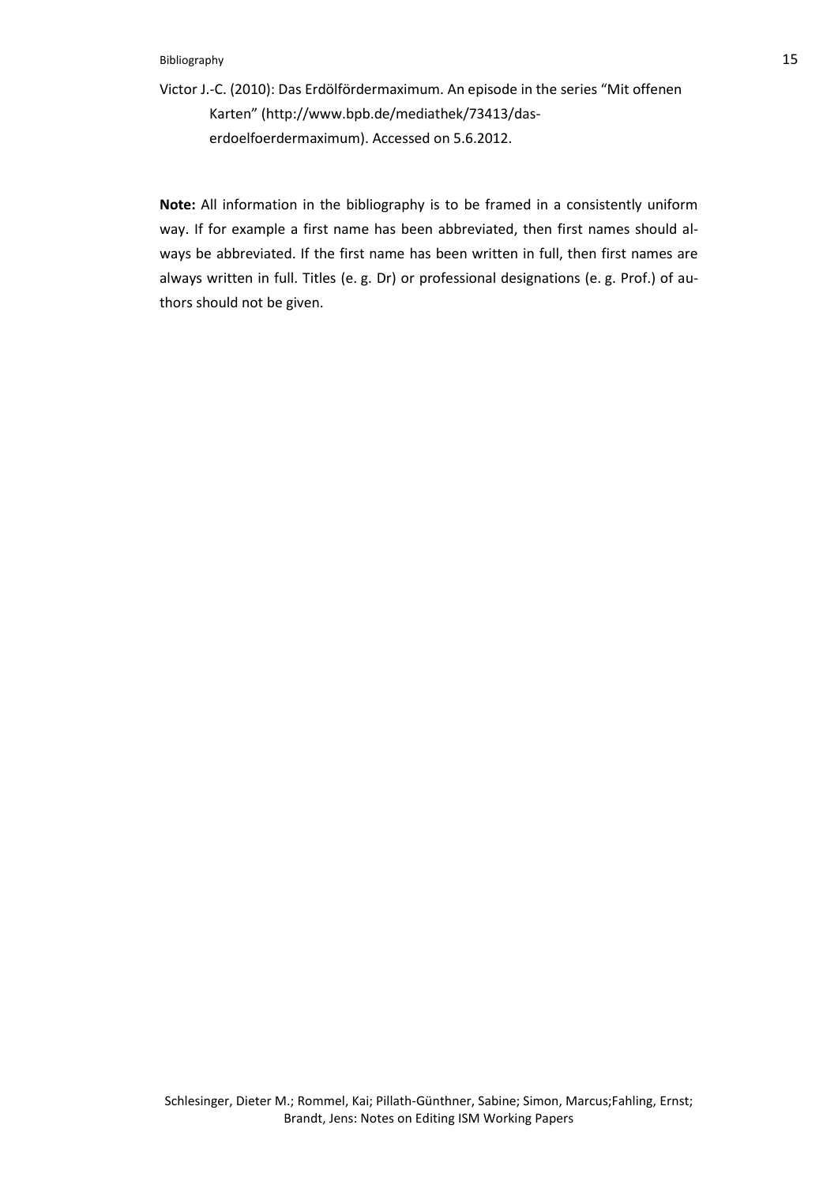Victor J.-C. (2010): Das Erdölfördermaximum. An episode in the series "Mit offenen Karten" (http://www.bpb.de/mediathek/73413/das-erdoelfoerdermaximum). Accessed on 5.6.2012.

**Note:** All information in the bibliography is to be framed in a consistently uniform way. If for example a first name has been abbreviated, then first names should always be abbreviated. If the first name has been written in full, then first names are always written in full. Titles (e. g. Dr) or professional designations (e. g. Prof.) of authors should not be given.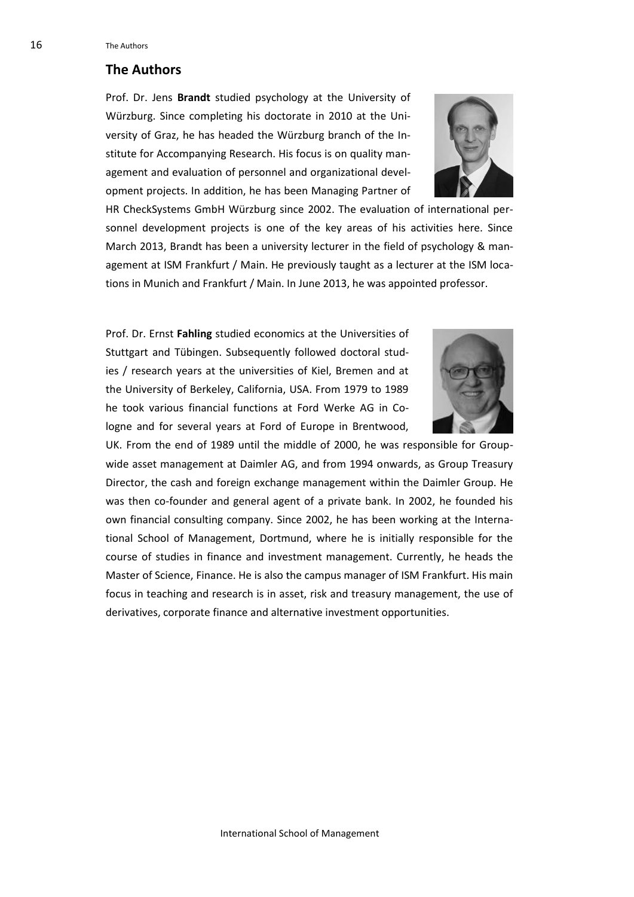## The Authors

Prof. Dr. Jens **Brandt** studied psychology at the University of Würzburg. Since completing his doctorate in 2010 at the University of Graz, he has headed the Würzburg branch of the Institute for Accompanying Research. His focus is on quality management and evaluation of personnel and organizational development projects. In addition, he has been Managing Partner of HR CheckSystems GmbH Würzburg since 2002. The evaluation of international personnel development projects is one of the key areas of his activities here. Since March 2013, Brandt has been a university lecturer in the field of psychology & management at ISM Frankfurt / Main. He previously taught as a lecturer at the ISM locations in Munich and Frankfurt / Main. In June 2013, he was appointed professor.

Prof. Dr. Ernst **Fahling** studied economics at the Universities of Stuttgart and Tübingen. Subsequently followed doctoral studies / research years at the universities of Kiel, Bremen and at the University of Berkeley, California, USA. From 1979 to 1989 he took various financial functions at Ford Werke AG in Cologne and for several years at Ford of Europe in Brentwood, UK. From the end of 1989 until the middle of 2000, he was responsible for Group-wide asset management at Daimler AG, and from 1994 onwards, as Group Treasury Director, the cash and foreign exchange management within the Daimler Group. He was then co-founder and general agent of a private bank. In 2002, he founded his own financial consulting company. Since 2002, he has been working at the International School of Management, Dortmund, where he is initially responsible for the course of studies in finance and investment management. Currently, he heads the Master of Science, Finance. He is also the campus manager of ISM Frankfurt. His main focus in teaching and research is in asset, risk and treasury management, the use of derivatives, corporate finance and alternative investment opportunities.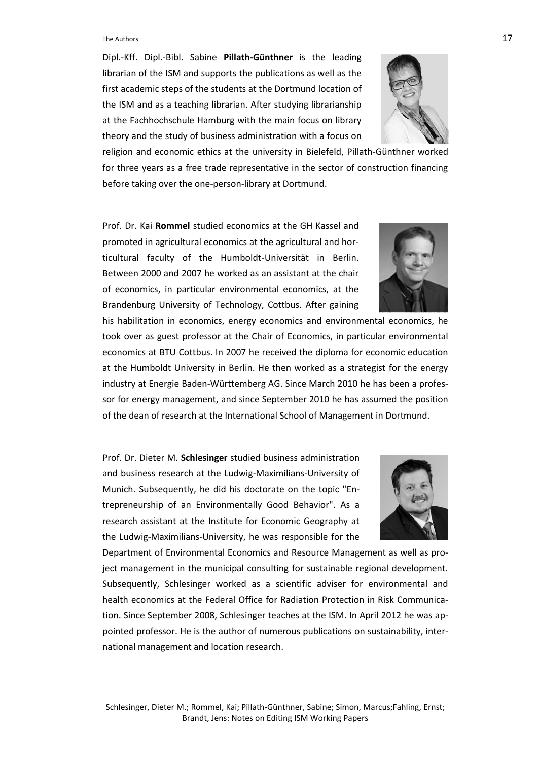Dipl.-Kff. Dipl.-Bibl. Sabine **Pillath-Günthner** is the leading librarian of the ISM and supports the publications as well as the first academic steps of the students at the Dortmund location of the ISM and as a teaching librarian. After studying librarianship at the Fachhochschule Hamburg with the main focus on library theory and the study of business administration with a focus on religion and economic ethics at the university in Bielefeld, Pillath-Günthner worked for three years as a free trade representative in the sector of construction financing before taking over the one-person-library at Dortmund.

Prof. Dr. Kai **Rommel** studied economics at the GH Kassel and promoted in agricultural economics at the agricultural and horticultural faculty of the Humboldt-Universität in Berlin. Between 2000 and 2007 he worked as an assistant at the chair of economics, in particular environmental economics, at the Brandenburg University of Technology, Cottbus. After gaining his habilitation in economics, energy economics and environmental economics, he took over as guest professor at the Chair of Economics, in particular environmental economics at BTU Cottbus. In 2007 he received the diploma for economic education at the Humboldt University in Berlin. He then worked as a strategist for the energy industry at Energie Baden-Württemberg AG. Since March 2010 he has been a professor for energy management, and since September 2010 he has assumed the position of the dean of research at the International School of Management in Dortmund.

Prof. Dr. Dieter M. **Schlesinger** studied business administration and business research at the Ludwig-Maximilians-University of Munich. Subsequently, he did his doctorate on the topic "Entrepreneurship of an Environmentally Good Behavior". As a research assistant at the Institute for Economic Geography at the Ludwig-Maximilians-University, he was responsible for the Department of Environmental Economics and Resource Management as well as project management in the municipal consulting for sustainable regional development. Subsequently, Schlesinger worked as a scientific adviser for environmental and health economics at the Federal Office for Radiation Protection in Risk Communication. Since September 2008, Schlesinger teaches at the ISM. In April 2012 he was appointed professor. He is the author of numerous publications on sustainability, international management and location research.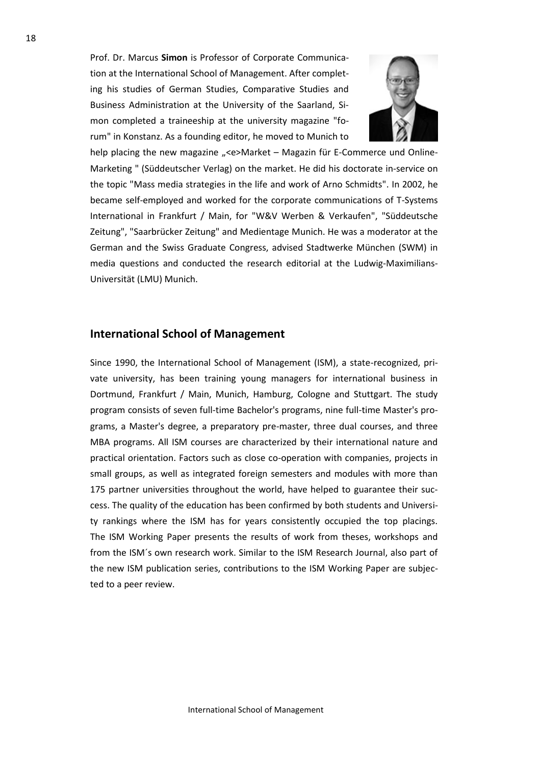Prof. Dr. Marcus **Simon** is Professor of Corporate Communication at the International School of Management. After completing his studies of German Studies, Comparative Studies and Business Administration at the University of the Saarland, Simon completed a traineeship at the university magazine "forum" in Konstanz. As a founding editor, he moved to Munich to help placing the new magazine „<e>Market – Magazin für E-Commerce und Online-Marketing " (Süddeutscher Verlag) on the market. He did his doctorate in-service on the topic "Mass media strategies in the life and work of Arno Schmidts". In 2002, he became self-employed and worked for the corporate communications of T-Systems International in Frankfurt / Main, for "W&V Werben & Verkaufen", "Süddeutsche Zeitung", "Saarbrücker Zeitung" and Medientage Munich. He was a moderator at the German and the Swiss Graduate Congress, advised Stadtwerke München (SWM) in media questions and conducted the research editorial at the Ludwig-Maximilians-Universität (LMU) Munich.

## International School of Management

Since 1990, the International School of Management (ISM), a state-recognized, private university, has been training young managers for international business in Dortmund, Frankfurt / Main, Munich, Hamburg, Cologne and Stuttgart. The study program consists of seven full-time Bachelor's programs, nine full-time Master's programs, a Master's degree, a preparatory pre-master, three dual courses, and three MBA programs. All ISM courses are characterized by their international nature and practical orientation. Factors such as close co-operation with companies, projects in small groups, as well as integrated foreign semesters and modules with more than 175 partner universities throughout the world, have helped to guarantee their success. The quality of the education has been confirmed by both students and University rankings where the ISM has for years consistently occupied the top placings. The ISM Working Paper presents the results of work from theses, workshops and from the ISM´s own research work. Similar to the ISM Research Journal, also part of the new ISM publication series, contributions to the ISM Working Paper are subjected to a peer review.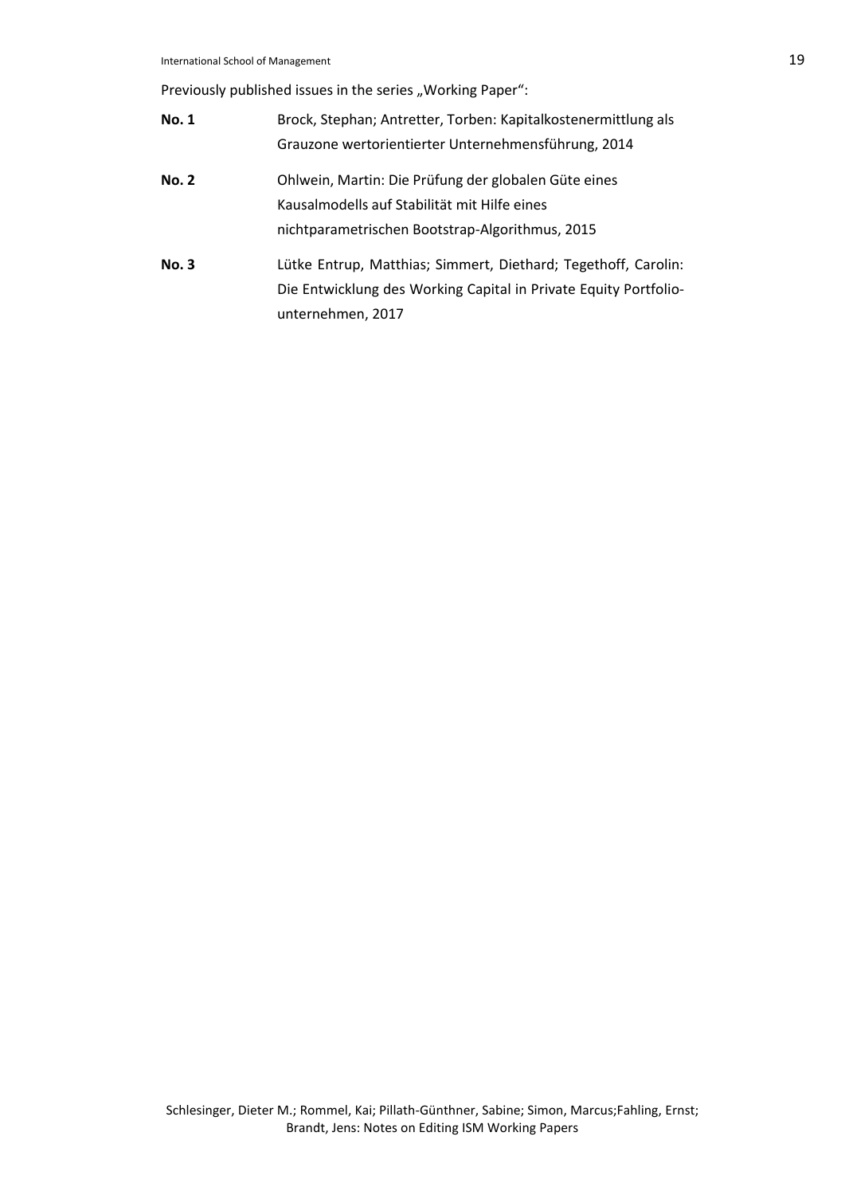Previously published issues in the series „Working Paper“:

| | |
|---|---|
| **No. 1** | Brock, Stephan; Antretter, Torben: Kapitalkostenermittlung als Grauzone wertorientierter Unternehmensführung, 2014 |
| **No. 2** | Ohlwein, Martin: Die Prüfung der globalen Güte eines Kausalmodells auf Stabilität mit Hilfe eines nichtparametrischen Bootstrap-Algorithmus, 2015 |
| **No. 3** | Lütke Entrup, Matthias; Simmert, Diethard; Tegethoff, Carolin: Die Entwicklung des Working Capital in Private Equity Portfolio-unternehmen, 2017 |